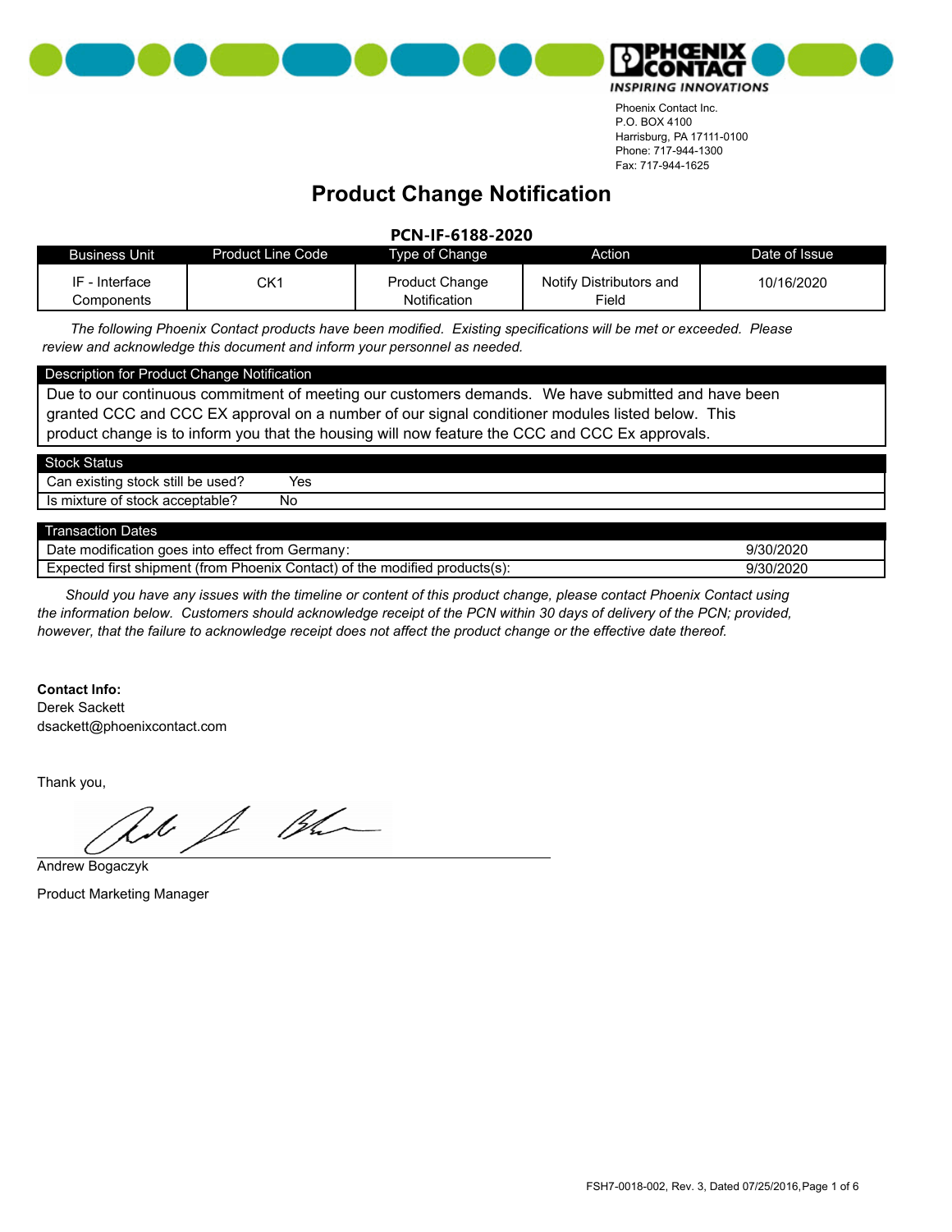Phoenix Contact Inc.
P.O. BOX 4100
Harrisburg, PA 17111-0100
Phone: 717-944-1300
Fax: 717-944-1625

# Product Change Notification

**PCN-IF-6188-2020**

| Business Unit | Product Line Code | Type of Change | Action | Date of Issue |
|---|---|---|---|---|
| IF - Interface Components | CK1 | Product Change Notification | Notify Distributors and Field | 10/16/2020 |

*The following Phoenix Contact products have been modified. Existing specifications will be met or exceeded. Please review and acknowledge this document and inform your personnel as needed.*

| Description for Product Change Notification |
|---|
| Due to our continuous commitment of meeting our customers demands. We have submitted and have been granted CCC and CCC EX approval on a number of our signal conditioner modules listed below. This product change is to inform you that the housing will now feature the CCC and CCC Ex approvals. |

| Stock Status | |
|---|---|
| Can existing stock still be used? | Yes |
| Is mixture of stock acceptable? | No |

| Transaction Dates | |
|---|---|
| Date modification goes into effect from Germany: | 9/30/2020 |
| Expected first shipment (from Phoenix Contact) of the modified products(s): | 9/30/2020 |

*Should you have any issues with the timeline or content of this product change, please contact Phoenix Contact using the information below. Customers should acknowledge receipt of the PCN within 30 days of delivery of the PCN; provided, however, that the failure to acknowledge receipt does not affect the product change or the effective date thereof.*

**Contact Info:**
Derek Sackett
dsackett@phoenixcontact.com

Thank you,

Andrew Bogaczyk

Product Marketing Manager

FSH7-0018-002, Rev. 3, Dated 07/25/2016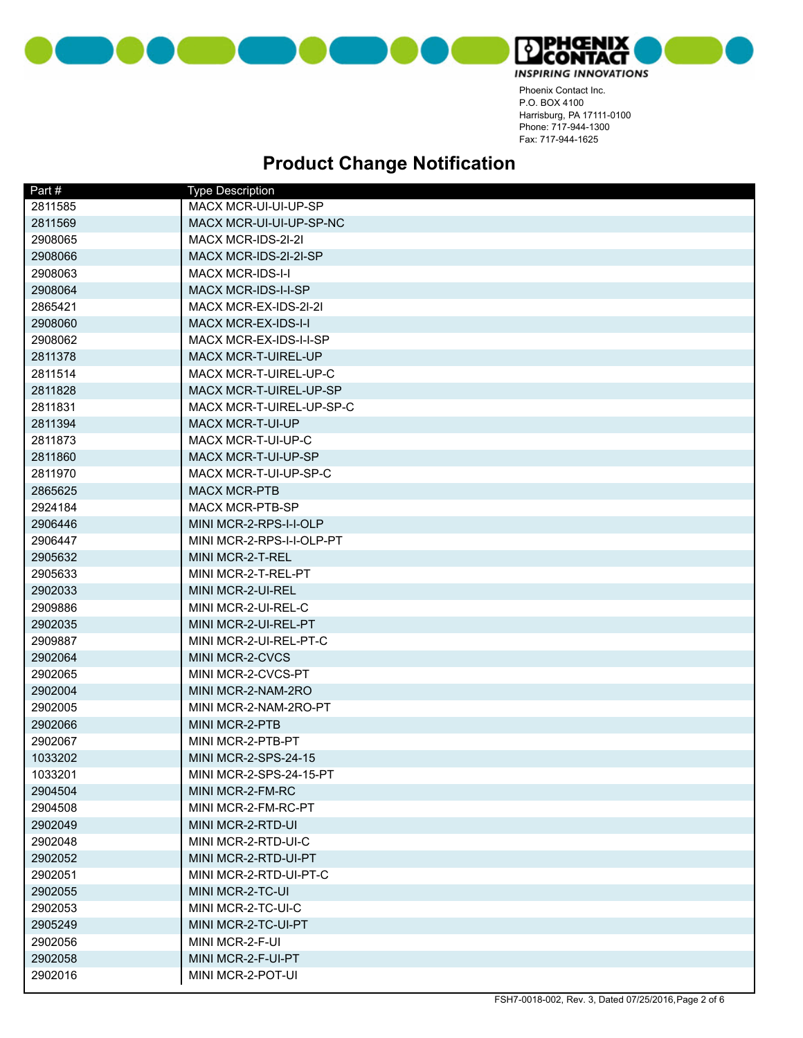Phoenix Contact Inc.
P.O. BOX 4100
Harrisburg, PA 17111-0100
Phone: 717-944-1300
Fax: 717-944-1625

# Product Change Notification

| Part # | Type Description |
|---|---|
| 2811585 | MACX MCR-UI-UI-UP-SP |
| 2811569 | MACX MCR-UI-UI-UP-SP-NC |
| 2908065 | MACX MCR-IDS-2I-2I |
| 2908066 | MACX MCR-IDS-2I-2I-SP |
| 2908063 | MACX MCR-IDS-I-I |
| 2908064 | MACX MCR-IDS-I-I-SP |
| 2865421 | MACX MCR-EX-IDS-2I-2I |
| 2908060 | MACX MCR-EX-IDS-I-I |
| 2908062 | MACX MCR-EX-IDS-I-I-SP |
| 2811378 | MACX MCR-T-UIREL-UP |
| 2811514 | MACX MCR-T-UIREL-UP-C |
| 2811828 | MACX MCR-T-UIREL-UP-SP |
| 2811831 | MACX MCR-T-UIREL-UP-SP-C |
| 2811394 | MACX MCR-T-UI-UP |
| 2811873 | MACX MCR-T-UI-UP-C |
| 2811860 | MACX MCR-T-UI-UP-SP |
| 2811970 | MACX MCR-T-UI-UP-SP-C |
| 2865625 | MACX MCR-PTB |
| 2924184 | MACX MCR-PTB-SP |
| 2906446 | MINI MCR-2-RPS-I-I-OLP |
| 2906447 | MINI MCR-2-RPS-I-I-OLP-PT |
| 2905632 | MINI MCR-2-T-REL |
| 2905633 | MINI MCR-2-T-REL-PT |
| 2902033 | MINI MCR-2-UI-REL |
| 2909886 | MINI MCR-2-UI-REL-C |
| 2902035 | MINI MCR-2-UI-REL-PT |
| 2909887 | MINI MCR-2-UI-REL-PT-C |
| 2902064 | MINI MCR-2-CVCS |
| 2902065 | MINI MCR-2-CVCS-PT |
| 2902004 | MINI MCR-2-NAM-2RO |
| 2902005 | MINI MCR-2-NAM-2RO-PT |
| 2902066 | MINI MCR-2-PTB |
| 2902067 | MINI MCR-2-PTB-PT |
| 1033202 | MINI MCR-2-SPS-24-15 |
| 1033201 | MINI MCR-2-SPS-24-15-PT |
| 2904504 | MINI MCR-2-FM-RC |
| 2904508 | MINI MCR-2-FM-RC-PT |
| 2902049 | MINI MCR-2-RTD-UI |
| 2902048 | MINI MCR-2-RTD-UI-C |
| 2902052 | MINI MCR-2-RTD-UI-PT |
| 2902051 | MINI MCR-2-RTD-UI-PT-C |
| 2902055 | MINI MCR-2-TC-UI |
| 2902053 | MINI MCR-2-TC-UI-C |
| 2905249 | MINI MCR-2-TC-UI-PT |
| 2902056 | MINI MCR-2-F-UI |
| 2902058 | MINI MCR-2-F-UI-PT |
| 2902016 | MINI MCR-2-POT-UI |

FSH7-0018-002, Rev. 3, Dated 07/25/2016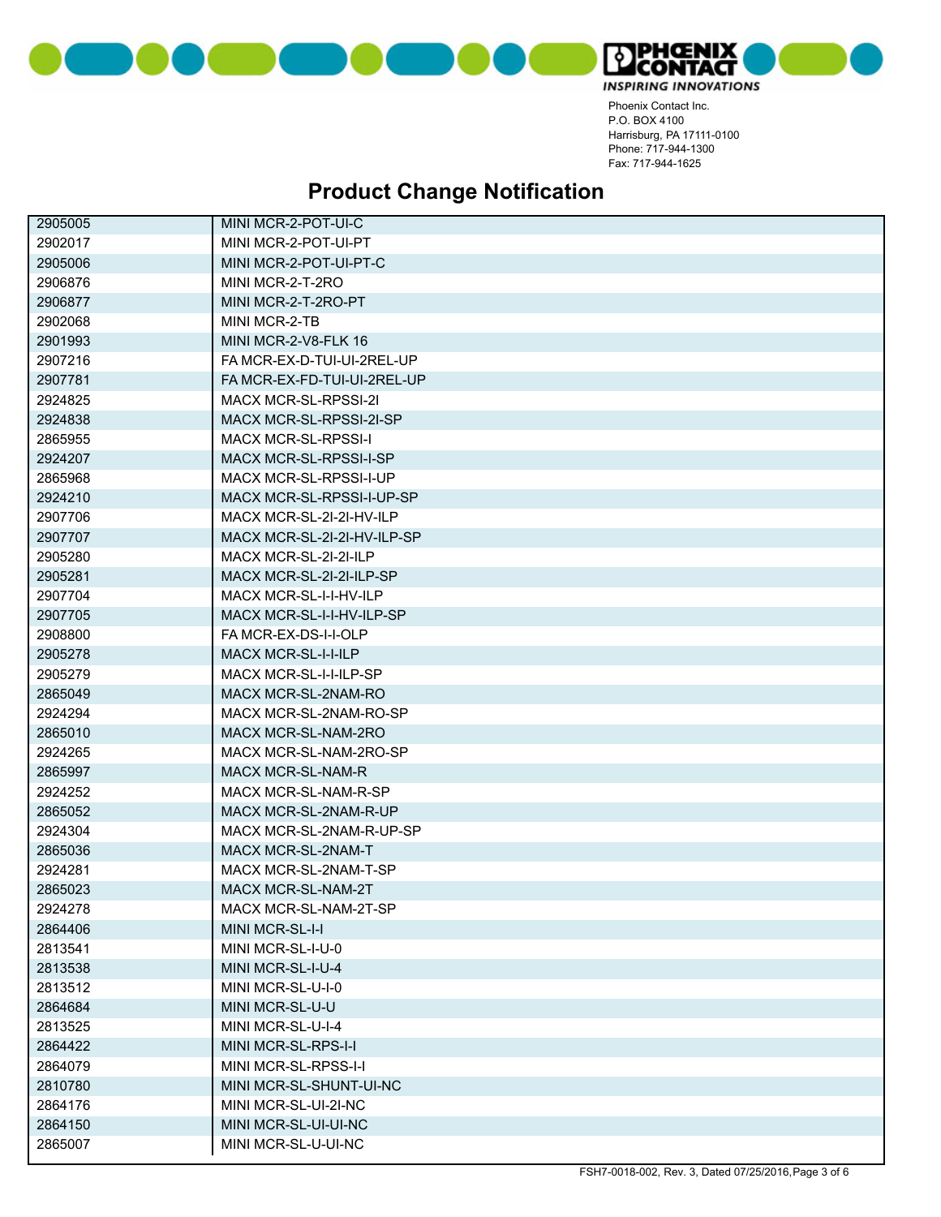Phoenix Contact Inc.
P.O. BOX 4100
Harrisburg, PA 17111-0100
Phone: 717-944-1300
Fax: 717-944-1625

# Product Change Notification

| | |
|---|---|
| 2905005 | MINI MCR-2-POT-UI-C |
| 2902017 | MINI MCR-2-POT-UI-PT |
| 2905006 | MINI MCR-2-POT-UI-PT-C |
| 2906876 | MINI MCR-2-T-2RO |
| 2906877 | MINI MCR-2-T-2RO-PT |
| 2902068 | MINI MCR-2-TB |
| 2901993 | MINI MCR-2-V8-FLK 16 |
| 2907216 | FA MCR-EX-D-TUI-UI-2REL-UP |
| 2907781 | FA MCR-EX-FD-TUI-UI-2REL-UP |
| 2924825 | MACX MCR-SL-RPSSI-2I |
| 2924838 | MACX MCR-SL-RPSSI-2I-SP |
| 2865955 | MACX MCR-SL-RPSSI-I |
| 2924207 | MACX MCR-SL-RPSSI-I-SP |
| 2865968 | MACX MCR-SL-RPSSI-I-UP |
| 2924210 | MACX MCR-SL-RPSSI-I-UP-SP |
| 2907706 | MACX MCR-SL-2I-2I-HV-ILP |
| 2907707 | MACX MCR-SL-2I-2I-HV-ILP-SP |
| 2905280 | MACX MCR-SL-2I-2I-ILP |
| 2905281 | MACX MCR-SL-2I-2I-ILP-SP |
| 2907704 | MACX MCR-SL-I-I-HV-ILP |
| 2907705 | MACX MCR-SL-I-I-HV-ILP-SP |
| 2908800 | FA MCR-EX-DS-I-I-OLP |
| 2905278 | MACX MCR-SL-I-I-ILP |
| 2905279 | MACX MCR-SL-I-I-ILP-SP |
| 2865049 | MACX MCR-SL-2NAM-RO |
| 2924294 | MACX MCR-SL-2NAM-RO-SP |
| 2865010 | MACX MCR-SL-NAM-2RO |
| 2924265 | MACX MCR-SL-NAM-2RO-SP |
| 2865997 | MACX MCR-SL-NAM-R |
| 2924252 | MACX MCR-SL-NAM-R-SP |
| 2865052 | MACX MCR-SL-2NAM-R-UP |
| 2924304 | MACX MCR-SL-2NAM-R-UP-SP |
| 2865036 | MACX MCR-SL-2NAM-T |
| 2924281 | MACX MCR-SL-2NAM-T-SP |
| 2865023 | MACX MCR-SL-NAM-2T |
| 2924278 | MACX MCR-SL-NAM-2T-SP |
| 2864406 | MINI MCR-SL-I-I |
| 2813541 | MINI MCR-SL-I-U-0 |
| 2813538 | MINI MCR-SL-I-U-4 |
| 2813512 | MINI MCR-SL-U-I-0 |
| 2864684 | MINI MCR-SL-U-U |
| 2813525 | MINI MCR-SL-U-I-4 |
| 2864422 | MINI MCR-SL-RPS-I-I |
| 2864079 | MINI MCR-SL-RPSS-I-I |
| 2810780 | MINI MCR-SL-SHUNT-UI-NC |
| 2864176 | MINI MCR-SL-UI-2I-NC |
| 2864150 | MINI MCR-SL-UI-UI-NC |
| 2865007 | MINI MCR-SL-U-UI-NC |

FSH7-0018-002, Rev. 3, Dated 07/25/2016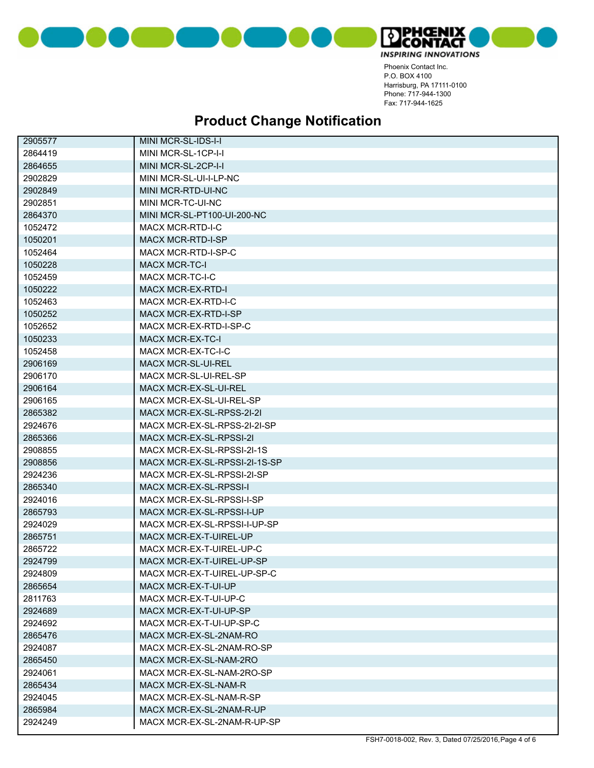Phoenix Contact Inc.
P.O. BOX 4100
Harrisburg, PA 17111-0100
Phone: 717-944-1300
Fax: 717-944-1625

# Product Change Notification

| | |
|---|---|
| 2905577 | MINI MCR-SL-IDS-I-I |
| 2864419 | MINI MCR-SL-1CP-I-I |
| 2864655 | MINI MCR-SL-2CP-I-I |
| 2902829 | MINI MCR-SL-UI-I-LP-NC |
| 2902849 | MINI MCR-RTD-UI-NC |
| 2902851 | MINI MCR-TC-UI-NC |
| 2864370 | MINI MCR-SL-PT100-UI-200-NC |
| 1052472 | MACX MCR-RTD-I-C |
| 1050201 | MACX MCR-RTD-I-SP |
| 1052464 | MACX MCR-RTD-I-SP-C |
| 1050228 | MACX MCR-TC-I |
| 1052459 | MACX MCR-TC-I-C |
| 1050222 | MACX MCR-EX-RTD-I |
| 1052463 | MACX MCR-EX-RTD-I-C |
| 1050252 | MACX MCR-EX-RTD-I-SP |
| 1052652 | MACX MCR-EX-RTD-I-SP-C |
| 1050233 | MACX MCR-EX-TC-I |
| 1052458 | MACX MCR-EX-TC-I-C |
| 2906169 | MACX MCR-SL-UI-REL |
| 2906170 | MACX MCR-SL-UI-REL-SP |
| 2906164 | MACX MCR-EX-SL-UI-REL |
| 2906165 | MACX MCR-EX-SL-UI-REL-SP |
| 2865382 | MACX MCR-EX-SL-RPSS-2I-2I |
| 2924676 | MACX MCR-EX-SL-RPSS-2I-2I-SP |
| 2865366 | MACX MCR-EX-SL-RPSSI-2I |
| 2908855 | MACX MCR-EX-SL-RPSSI-2I-1S |
| 2908856 | MACX MCR-EX-SL-RPSSI-2I-1S-SP |
| 2924236 | MACX MCR-EX-SL-RPSSI-2I-SP |
| 2865340 | MACX MCR-EX-SL-RPSSI-I |
| 2924016 | MACX MCR-EX-SL-RPSSI-I-SP |
| 2865793 | MACX MCR-EX-SL-RPSSI-I-UP |
| 2924029 | MACX MCR-EX-SL-RPSSI-I-UP-SP |
| 2865751 | MACX MCR-EX-T-UIREL-UP |
| 2865722 | MACX MCR-EX-T-UIREL-UP-C |
| 2924799 | MACX MCR-EX-T-UIREL-UP-SP |
| 2924809 | MACX MCR-EX-T-UIREL-UP-SP-C |
| 2865654 | MACX MCR-EX-T-UI-UP |
| 2811763 | MACX MCR-EX-T-UI-UP-C |
| 2924689 | MACX MCR-EX-T-UI-UP-SP |
| 2924692 | MACX MCR-EX-T-UI-UP-SP-C |
| 2865476 | MACX MCR-EX-SL-2NAM-RO |
| 2924087 | MACX MCR-EX-SL-2NAM-RO-SP |
| 2865450 | MACX MCR-EX-SL-NAM-2RO |
| 2924061 | MACX MCR-EX-SL-NAM-2RO-SP |
| 2865434 | MACX MCR-EX-SL-NAM-R |
| 2924045 | MACX MCR-EX-SL-NAM-R-SP |
| 2865984 | MACX MCR-EX-SL-2NAM-R-UP |
| 2924249 | MACX MCR-EX-SL-2NAM-R-UP-SP |

FSH7-0018-002, Rev. 3, Dated 07/25/2016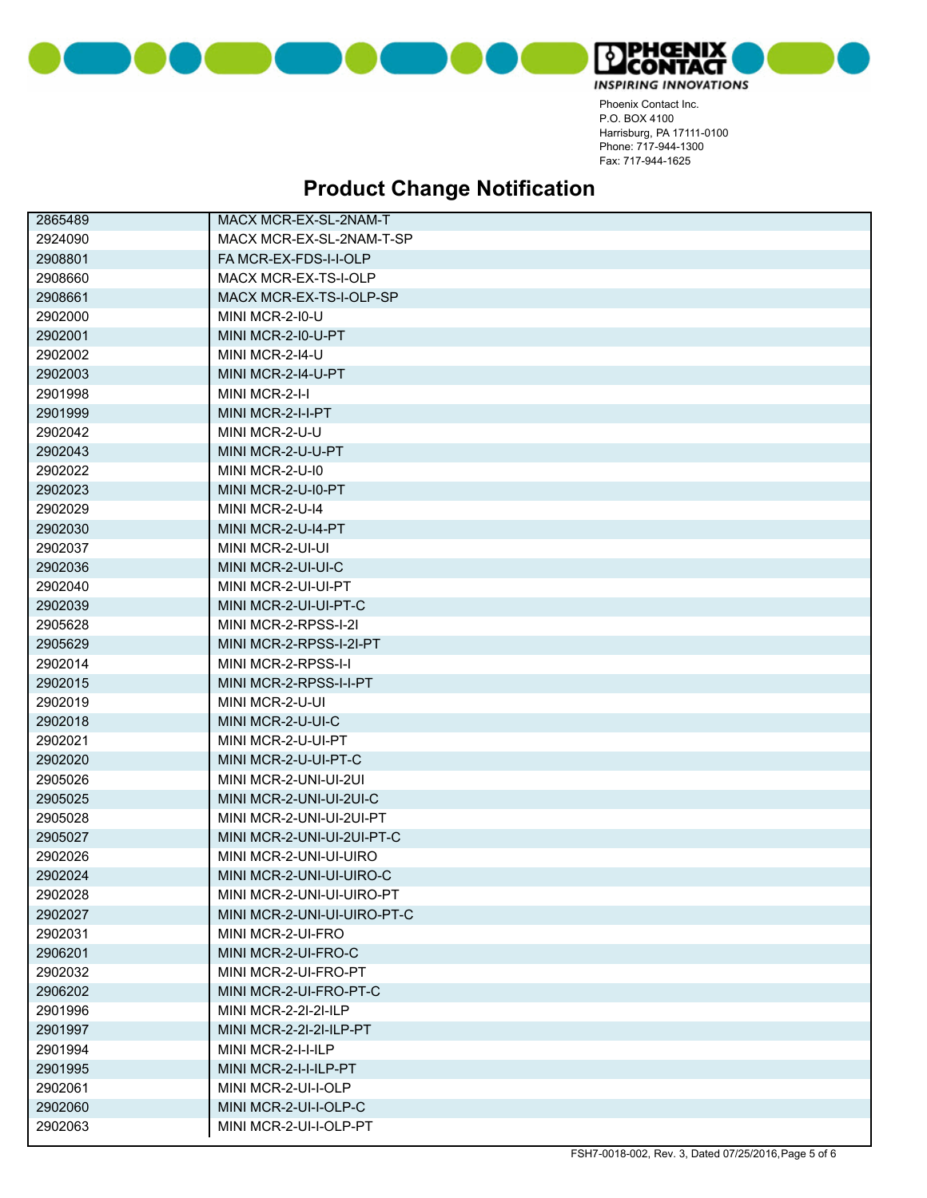Phoenix Contact Inc.
P.O. BOX 4100
Harrisburg, PA 17111-0100
Phone: 717-944-1300
Fax: 717-944-1625

# Product Change Notification

| | |
|---|---|
| 2865489 | MACX MCR-EX-SL-2NAM-T |
| 2924090 | MACX MCR-EX-SL-2NAM-T-SP |
| 2908801 | FA MCR-EX-FDS-I-I-OLP |
| 2908660 | MACX MCR-EX-TS-I-OLP |
| 2908661 | MACX MCR-EX-TS-I-OLP-SP |
| 2902000 | MINI MCR-2-I0-U |
| 2902001 | MINI MCR-2-I0-U-PT |
| 2902002 | MINI MCR-2-I4-U |
| 2902003 | MINI MCR-2-I4-U-PT |
| 2901998 | MINI MCR-2-I-I |
| 2901999 | MINI MCR-2-I-I-PT |
| 2902042 | MINI MCR-2-U-U |
| 2902043 | MINI MCR-2-U-U-PT |
| 2902022 | MINI MCR-2-U-I0 |
| 2902023 | MINI MCR-2-U-I0-PT |
| 2902029 | MINI MCR-2-U-I4 |
| 2902030 | MINI MCR-2-U-I4-PT |
| 2902037 | MINI MCR-2-UI-UI |
| 2902036 | MINI MCR-2-UI-UI-C |
| 2902040 | MINI MCR-2-UI-UI-PT |
| 2902039 | MINI MCR-2-UI-UI-PT-C |
| 2905628 | MINI MCR-2-RPSS-I-2I |
| 2905629 | MINI MCR-2-RPSS-I-2I-PT |
| 2902014 | MINI MCR-2-RPSS-I-I |
| 2902015 | MINI MCR-2-RPSS-I-I-PT |
| 2902019 | MINI MCR-2-U-UI |
| 2902018 | MINI MCR-2-U-UI-C |
| 2902021 | MINI MCR-2-U-UI-PT |
| 2902020 | MINI MCR-2-U-UI-PT-C |
| 2905026 | MINI MCR-2-UNI-UI-2UI |
| 2905025 | MINI MCR-2-UNI-UI-2UI-C |
| 2905028 | MINI MCR-2-UNI-UI-2UI-PT |
| 2905027 | MINI MCR-2-UNI-UI-2UI-PT-C |
| 2902026 | MINI MCR-2-UNI-UI-UIRO |
| 2902024 | MINI MCR-2-UNI-UI-UIRO-C |
| 2902028 | MINI MCR-2-UNI-UI-UIRO-PT |
| 2902027 | MINI MCR-2-UNI-UI-UIRO-PT-C |
| 2902031 | MINI MCR-2-UI-FRO |
| 2906201 | MINI MCR-2-UI-FRO-C |
| 2902032 | MINI MCR-2-UI-FRO-PT |
| 2906202 | MINI MCR-2-UI-FRO-PT-C |
| 2901996 | MINI MCR-2-2I-2I-ILP |
| 2901997 | MINI MCR-2-2I-2I-ILP-PT |
| 2901994 | MINI MCR-2-I-I-ILP |
| 2901995 | MINI MCR-2-I-I-ILP-PT |
| 2902061 | MINI MCR-2-UI-I-OLP |
| 2902060 | MINI MCR-2-UI-I-OLP-C |
| 2902063 | MINI MCR-2-UI-I-OLP-PT |

FSH7-0018-002, Rev. 3, Dated 07/25/2016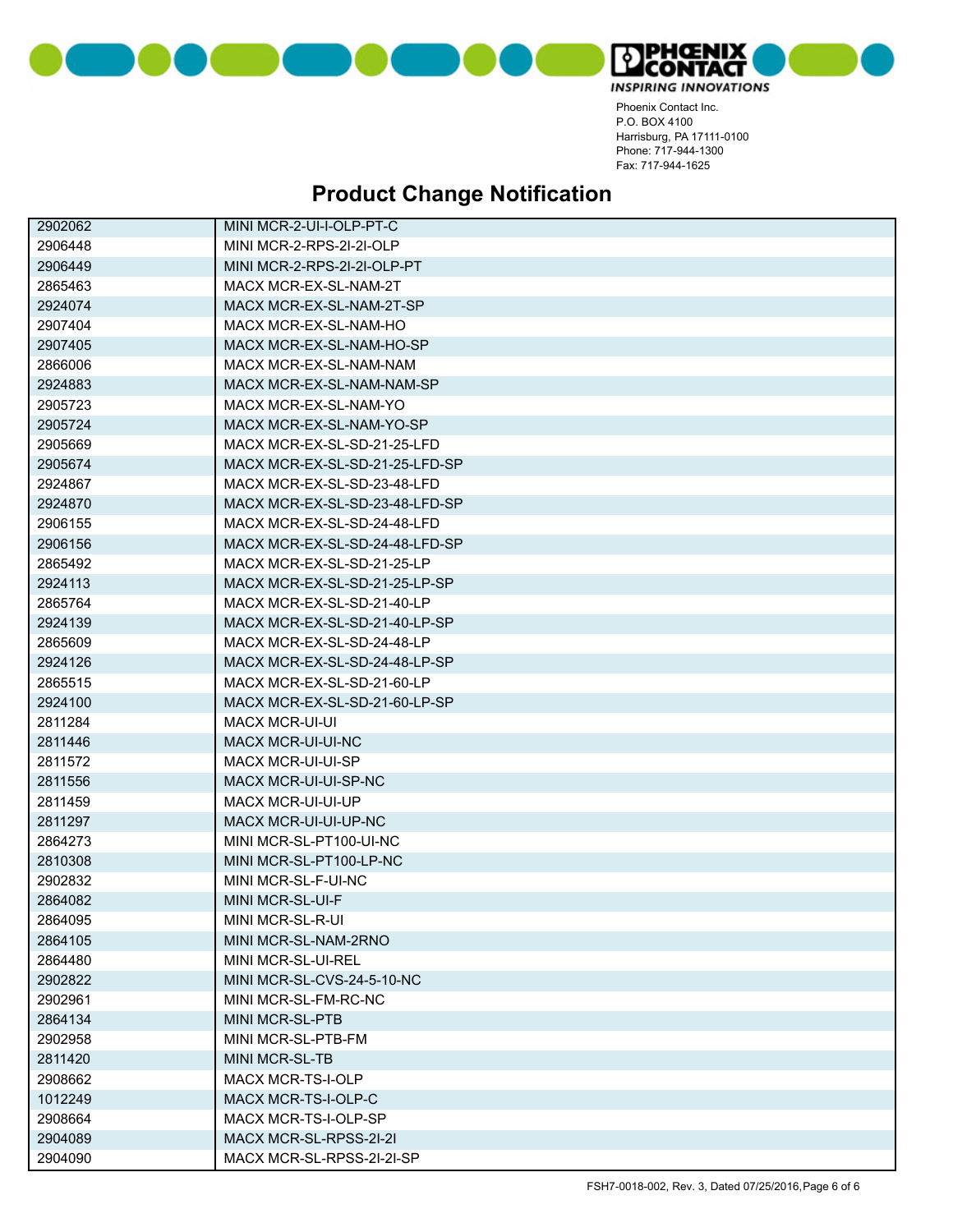Phoenix Contact Inc.
P.O. BOX 4100
Harrisburg, PA 17111-0100
Phone: 717-944-1300
Fax: 717-944-1625

# Product Change Notification

| | |
|---|---|
| 2902062 | MINI MCR-2-UI-I-OLP-PT-C |
| 2906448 | MINI MCR-2-RPS-2I-2I-OLP |
| 2906449 | MINI MCR-2-RPS-2I-2I-OLP-PT |
| 2865463 | MACX MCR-EX-SL-NAM-2T |
| 2924074 | MACX MCR-EX-SL-NAM-2T-SP |
| 2907404 | MACX MCR-EX-SL-NAM-HO |
| 2907405 | MACX MCR-EX-SL-NAM-HO-SP |
| 2866006 | MACX MCR-EX-SL-NAM-NAM |
| 2924883 | MACX MCR-EX-SL-NAM-NAM-SP |
| 2905723 | MACX MCR-EX-SL-NAM-YO |
| 2905724 | MACX MCR-EX-SL-NAM-YO-SP |
| 2905669 | MACX MCR-EX-SL-SD-21-25-LFD |
| 2905674 | MACX MCR-EX-SL-SD-21-25-LFD-SP |
| 2924867 | MACX MCR-EX-SL-SD-23-48-LFD |
| 2924870 | MACX MCR-EX-SL-SD-23-48-LFD-SP |
| 2906155 | MACX MCR-EX-SL-SD-24-48-LFD |
| 2906156 | MACX MCR-EX-SL-SD-24-48-LFD-SP |
| 2865492 | MACX MCR-EX-SL-SD-21-25-LP |
| 2924113 | MACX MCR-EX-SL-SD-21-25-LP-SP |
| 2865764 | MACX MCR-EX-SL-SD-21-40-LP |
| 2924139 | MACX MCR-EX-SL-SD-21-40-LP-SP |
| 2865609 | MACX MCR-EX-SL-SD-24-48-LP |
| 2924126 | MACX MCR-EX-SL-SD-24-48-LP-SP |
| 2865515 | MACX MCR-EX-SL-SD-21-60-LP |
| 2924100 | MACX MCR-EX-SL-SD-21-60-LP-SP |
| 2811284 | MACX MCR-UI-UI |
| 2811446 | MACX MCR-UI-UI-NC |
| 2811572 | MACX MCR-UI-UI-SP |
| 2811556 | MACX MCR-UI-UI-SP-NC |
| 2811459 | MACX MCR-UI-UI-UP |
| 2811297 | MACX MCR-UI-UI-UP-NC |
| 2864273 | MINI MCR-SL-PT100-UI-NC |
| 2810308 | MINI MCR-SL-PT100-LP-NC |
| 2902832 | MINI MCR-SL-F-UI-NC |
| 2864082 | MINI MCR-SL-UI-F |
| 2864095 | MINI MCR-SL-R-UI |
| 2864105 | MINI MCR-SL-NAM-2RNO |
| 2864480 | MINI MCR-SL-UI-REL |
| 2902822 | MINI MCR-SL-CVS-24-5-10-NC |
| 2902961 | MINI MCR-SL-FM-RC-NC |
| 2864134 | MINI MCR-SL-PTB |
| 2902958 | MINI MCR-SL-PTB-FM |
| 2811420 | MINI MCR-SL-TB |
| 2908662 | MACX MCR-TS-I-OLP |
| 1012249 | MACX MCR-TS-I-OLP-C |
| 2908664 | MACX MCR-TS-I-OLP-SP |
| 2904089 | MACX MCR-SL-RPSS-2I-2I |
| 2904090 | MACX MCR-SL-RPSS-2I-2I-SP |

FSH7-0018-002, Rev. 3, Dated 07/25/2016